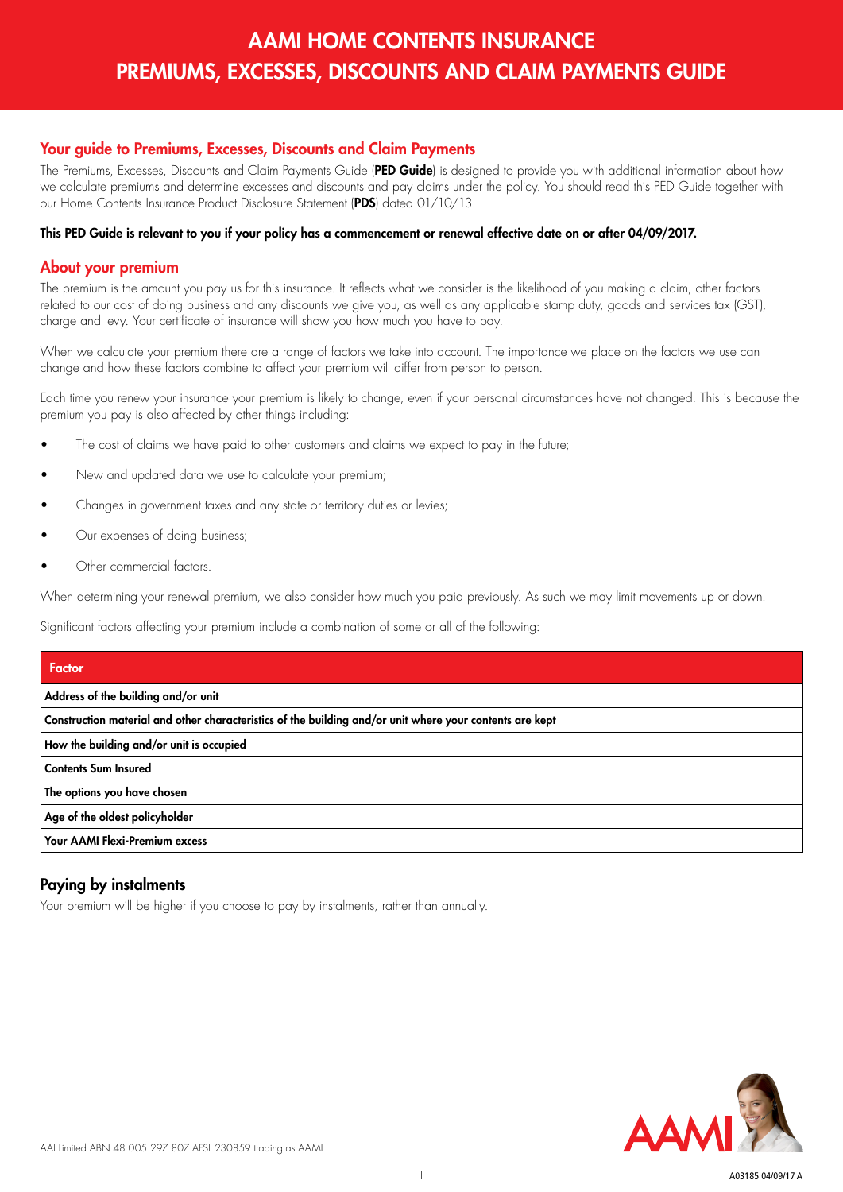# AAMI HOME CONTENTS INSURANCE
# PREMIUMS, EXCESSES, DISCOUNTS AND CLAIM PAYMENTS GUIDE

## Your guide to Premiums, Excesses, Discounts and Claim Payments

The Premiums, Excesses, Discounts and Claim Payments Guide (**PED Guide**) is designed to provide you with additional information about how we calculate premiums and determine excesses and discounts and pay claims under the policy. You should read this PED Guide together with our Home Contents Insurance Product Disclosure Statement (**PDS**) dated 01/10/13.

**This PED Guide is relevant to you if your policy has a commencement or renewal effective date on or after 04/09/2017.**

## About your premium

The premium is the amount you pay us for this insurance. It reflects what we consider is the likelihood of you making a claim, other factors related to our cost of doing business and any discounts we give you, as well as any applicable stamp duty, goods and services tax (GST), charge and levy. Your certificate of insurance will show you how much you have to pay.

When we calculate your premium there are a range of factors we take into account. The importance we place on the factors we use can change and how these factors combine to affect your premium will differ from person to person.

Each time you renew your insurance your premium is likely to change, even if your personal circumstances have not changed. This is because the premium you pay is also affected by other things including:

- The cost of claims we have paid to other customers and claims we expect to pay in the future;
- New and updated data we use to calculate your premium;
- Changes in government taxes and any state or territory duties or levies;
- Our expenses of doing business;
- Other commercial factors.

When determining your renewal premium, we also consider how much you paid previously. As such we may limit movements up or down.

Significant factors affecting your premium include a combination of some or all of the following:

| Factor |
| --- |
| **Address of the building and/or unit** |
| **Construction material and other characteristics of the building and/or unit where your contents are kept** |
| **How the building and/or unit is occupied** |
| **Contents Sum Insured** |
| **The options you have chosen** |
| **Age of the oldest policyholder** |
| **Your AAMI Flexi-Premium excess** |

## Paying by instalments

Your premium will be higher if you choose to pay by instalments, rather than annually.

AAI Limited ABN 48 005 297 807 AFSL 230859 trading as AAMI

A03185 04/09/17 A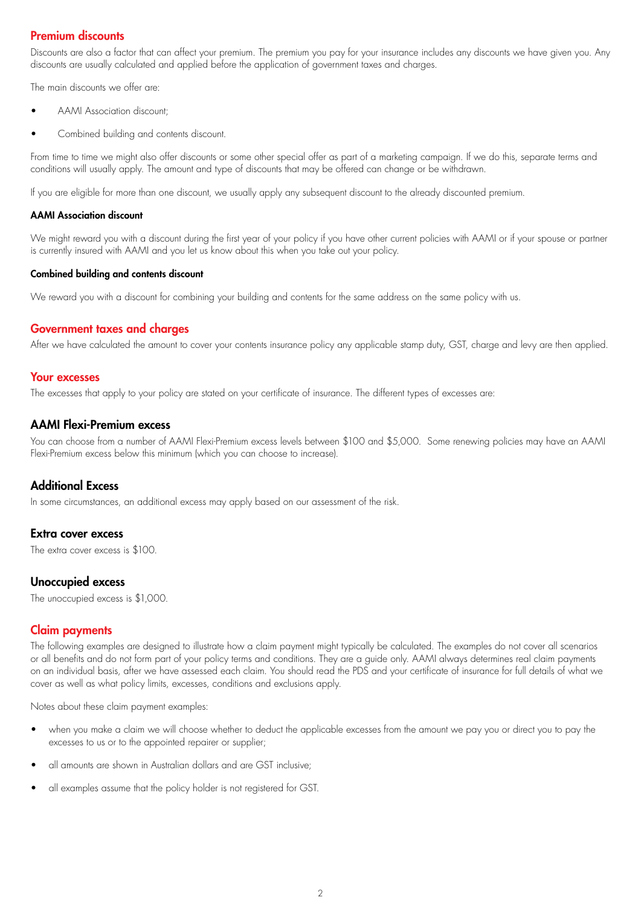## Premium discounts

Discounts are also a factor that can affect your premium. The premium you pay for your insurance includes any discounts we have given you. Any discounts are usually calculated and applied before the application of government taxes and charges.

The main discounts we offer are:

- AAMI Association discount;
- Combined building and contents discount.

From time to time we might also offer discounts or some other special offer as part of a marketing campaign. If we do this, separate terms and conditions will usually apply. The amount and type of discounts that may be offered can change or be withdrawn.

If you are eligible for more than one discount, we usually apply any subsequent discount to the already discounted premium.

#### AAMI Association discount

We might reward you with a discount during the first year of your policy if you have other current policies with AAMI or if your spouse or partner is currently insured with AAMI and you let us know about this when you take out your policy.

#### Combined building and contents discount

We reward you with a discount for combining your building and contents for the same address on the same policy with us.

## Government taxes and charges

After we have calculated the amount to cover your contents insurance policy any applicable stamp duty, GST, charge and levy are then applied.

## Your excesses

The excesses that apply to your policy are stated on your certificate of insurance. The different types of excesses are:

### AAMI Flexi-Premium excess

You can choose from a number of AAMI Flexi-Premium excess levels between $100 and $5,000. Some renewing policies may have an AAMI Flexi-Premium excess below this minimum (which you can choose to increase).

### Additional Excess

In some circumstances, an additional excess may apply based on our assessment of the risk.

### Extra cover excess

The extra cover excess is $100.

### Unoccupied excess

The unoccupied excess is $1,000.

## Claim payments

The following examples are designed to illustrate how a claim payment might typically be calculated. The examples do not cover all scenarios or all benefits and do not form part of your policy terms and conditions. They are a guide only. AAMI always determines real claim payments on an individual basis, after we have assessed each claim. You should read the PDS and your certificate of insurance for full details of what we cover as well as what policy limits, excesses, conditions and exclusions apply.

Notes about these claim payment examples:

- when you make a claim we will choose whether to deduct the applicable excesses from the amount we pay you or direct you to pay the excesses to us or to the appointed repairer or supplier;
- all amounts are shown in Australian dollars and are GST inclusive;
- all examples assume that the policy holder is not registered for GST.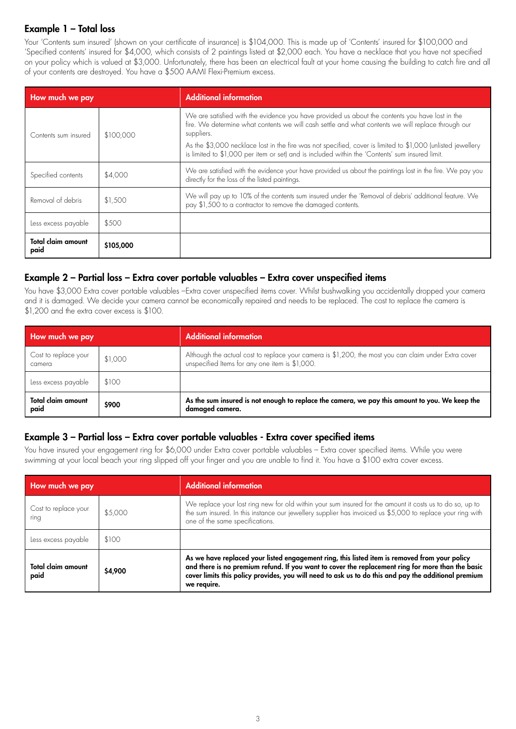## Example 1 – Total loss

Your 'Contents sum insured' (shown on your certificate of insurance) is $104,000. This is made up of 'Contents' insured for $100,000 and 'Specified contents' insured for $4,000, which consists of 2 paintings listed at $2,000 each. You have a necklace that you have not specified on your policy which is valued at $3,000. Unfortunately, there has been an electrical fault at your home causing the building to catch fire and all of your contents are destroyed. You have a $500 AAMI Flexi-Premium excess.

| How much we pay | | Additional information |
|---|---|---|
| Contents sum insured | $100,000 | We are satisfied with the evidence you have provided us about the contents you have lost in the fire. We determine what contents we will cash settle and what contents we will replace through our suppliers.<br>As the $3,000 necklace lost in the fire was not specified, cover is limited to $1,000 (unlisted jewellery is limited to $1,000 per item or set) and is included within the 'Contents' sum insured limit. |
| Specified contents | $4,000 | We are satisfied with the evidence your have provided us about the paintings lost in the fire. We pay you directly for the loss of the listed paintings. |
| Removal of debris | $1,500 | We will pay up to 10% of the contents sum insured under the 'Removal of debris' additional feature. We pay $1,500 to a contractor to remove the damaged contents. |
| Less excess payable | $500 | |
| **Total claim amount paid** | **$105,000** | |

## Example 2 – Partial loss – Extra cover portable valuables – Extra cover unspecified items

You have $3,000 Extra cover portable valuables –Extra cover unspecified items cover. Whilst bushwalking you accidentally dropped your camera and it is damaged. We decide your camera cannot be economically repaired and needs to be replaced. The cost to replace the camera is $1,200 and the extra cover excess is $100.

| How much we pay | | Additional information |
|---|---|---|
| Cost to replace your camera | $1,000 | Although the actual cost to replace your camera is $1,200, the most you can claim under Extra cover unspecified Items for any one item is $1,000. |
| Less excess payable | $100 | |
| **Total claim amount paid** | **$900** | **As the sum insured is not enough to replace the camera, we pay this amount to you. We keep the damaged camera.** |

## Example 3 – Partial loss – Extra cover portable valuables - Extra cover specified items

You have insured your engagement ring for $6,000 under Extra cover portable valuables – Extra cover specified items. While you were swimming at your local beach your ring slipped off your finger and you are unable to find it. You have a $100 extra cover excess.

| How much we pay | | Additional information |
|---|---|---|
| Cost to replace your ring | $5,000 | We replace your lost ring new for old within your sum insured for the amount it costs us to do so, up to the sum insured. In this instance our jewellery supplier has invoiced us $5,000 to replace your ring with one of the same specifications. |
| Less excess payable | $100 | |
| **Total claim amount paid** | **$4,900** | **As we have replaced your listed engagement ring, this listed item is removed from your policy and there is no premium refund. If you want to cover the replacement ring for more than the basic cover limits this policy provides, you will need to ask us to do this and pay the additional premium we require.** |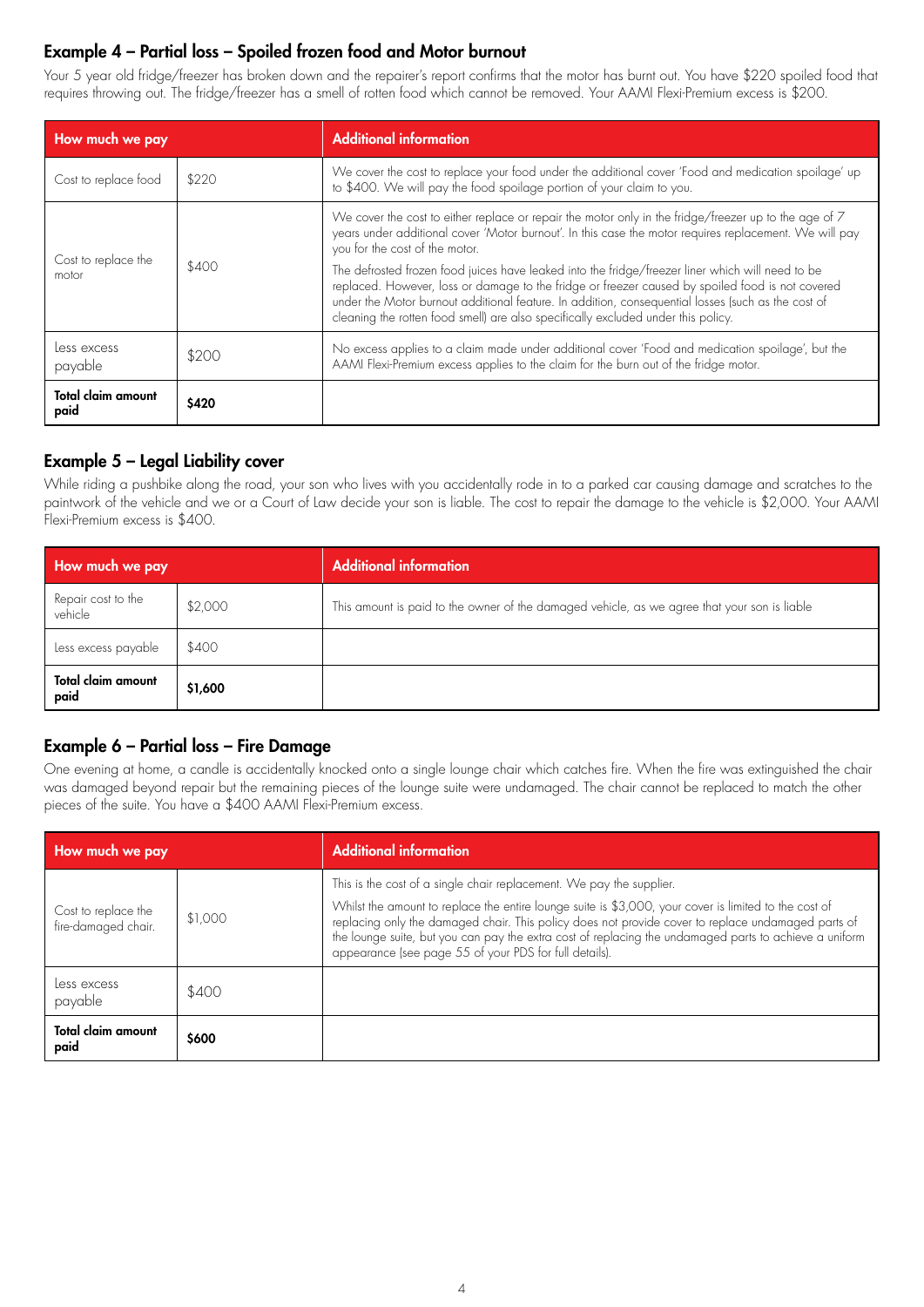## Example 4 – Partial loss – Spoiled frozen food and Motor burnout

Your 5 year old fridge/freezer has broken down and the repairer's report confirms that the motor has burnt out. You have $220 spoiled food that requires throwing out. The fridge/freezer has a smell of rotten food which cannot be removed. Your AAMI Flexi-Premium excess is $200.

| How much we pay | | Additional information |
|---|---|---|
| Cost to replace food | $220 | We cover the cost to replace your food under the additional cover 'Food and medication spoilage' up to $400. We will pay the food spoilage portion of your claim to you. |
| Cost to replace the motor | $400 | We cover the cost to either replace or repair the motor only in the fridge/freezer up to the age of 7 years under additional cover 'Motor burnout'. In this case the motor requires replacement. We will pay you for the cost of the motor. The defrosted frozen food juices have leaked into the fridge/freezer liner which will need to be replaced. However, loss or damage to the fridge or freezer caused by spoiled food is not covered under the Motor burnout additional feature. In addition, consequential losses (such as the cost of cleaning the rotten food smell) are also specifically excluded under this policy. |
| Less excess payable | $200 | No excess applies to a claim made under additional cover 'Food and medication spoilage', but the AAMI Flexi-Premium excess applies to the claim for the burn out of the fridge motor. |
| **Total claim amount paid** | **$420** | |

## Example 5 – Legal Liability cover

While riding a pushbike along the road, your son who lives with you accidentally rode in to a parked car causing damage and scratches to the paintwork of the vehicle and we or a Court of Law decide your son is liable. The cost to repair the damage to the vehicle is $2,000. Your AAMI Flexi-Premium excess is $400.

| How much we pay | | Additional information |
|---|---|---|
| Repair cost to the vehicle | $2,000 | This amount is paid to the owner of the damaged vehicle, as we agree that your son is liable |
| Less excess payable | $400 | |
| **Total claim amount paid** | **$1,600** | |

## Example 6 – Partial loss – Fire Damage

One evening at home, a candle is accidentally knocked onto a single lounge chair which catches fire. When the fire was extinguished the chair was damaged beyond repair but the remaining pieces of the lounge suite were undamaged. The chair cannot be replaced to match the other pieces of the suite. You have a $400 AAMI Flexi-Premium excess.

| How much we pay | | Additional information |
|---|---|---|
| Cost to replace the fire-damaged chair. | $1,000 | This is the cost of a single chair replacement. We pay the supplier. Whilst the amount to replace the entire lounge suite is $3,000, your cover is limited to the cost of replacing only the damaged chair. This policy does not provide cover to replace undamaged parts of the lounge suite, but you can pay the extra cost of replacing the undamaged parts to achieve a uniform appearance (see page 55 of your PDS for full details). |
| Less excess payable | $400 | |
| **Total claim amount paid** | **$600** | |